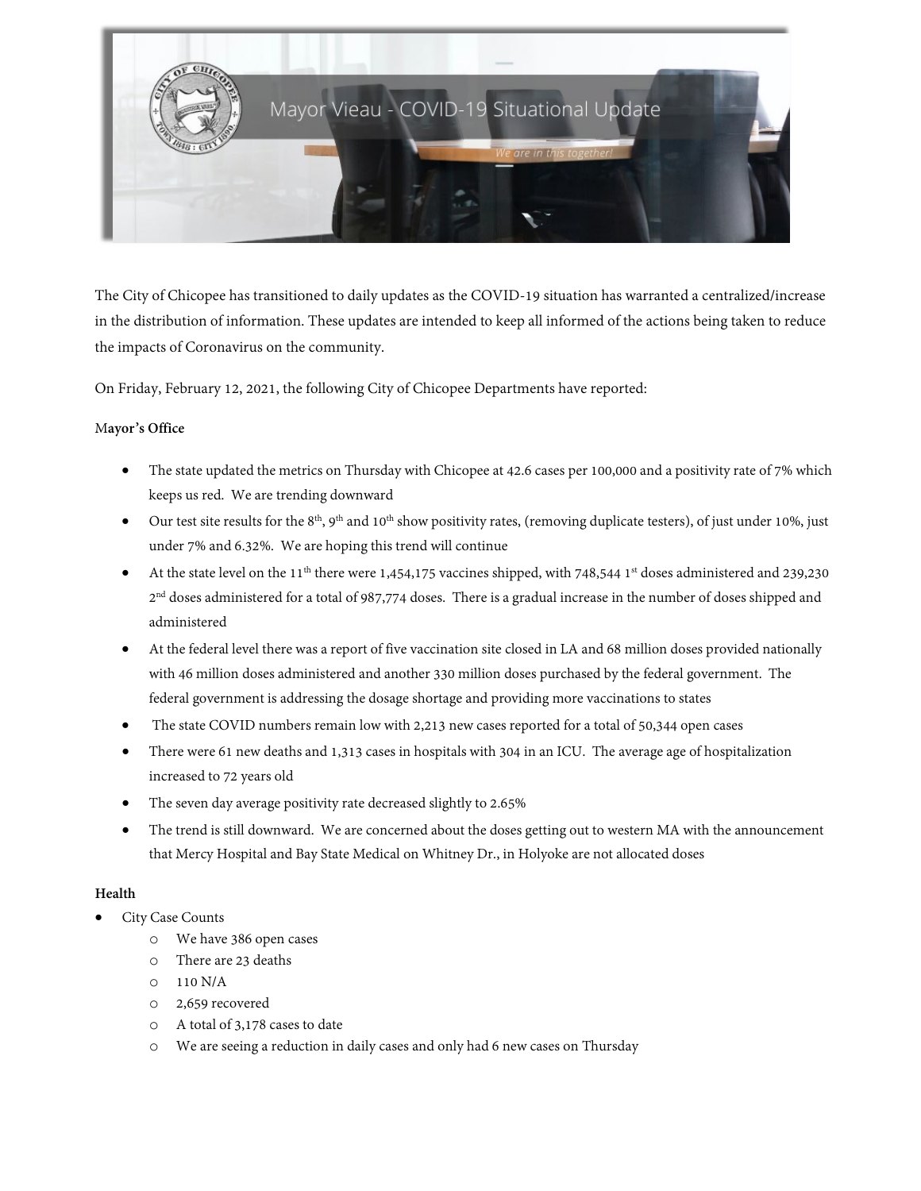# Mayor Vieau - COVID-19 Situational Update

*We are in this together!*

The City of Chicopee has transitioned to daily updates as the COVID-19 situation has warranted a centralized/increase in the distribution of information. These updates are intended to keep all informed of the actions being taken to reduce the impacts of Coronavirus on the community.

On Friday, February 12, 2021, the following City of Chicopee Departments have reported:

**Mayor's Office**

- The state updated the metrics on Thursday with Chicopee at 42.6 cases per 100,000 and a positivity rate of 7% which keeps us red. We are trending downward
- Our test site results for the 8th, 9th and 10th show positivity rates, (removing duplicate testers), of just under 10%, just under 7% and 6.32%. We are hoping this trend will continue
- At the state level on the 11th there were 1,454,175 vaccines shipped, with 748,544 1st doses administered and 239,230 2nd doses administered for a total of 987,774 doses. There is a gradual increase in the number of doses shipped and administered
- At the federal level there was a report of five vaccination site closed in LA and 68 million doses provided nationally with 46 million doses administered and another 330 million doses purchased by the federal government. The federal government is addressing the dosage shortage and providing more vaccinations to states
- The state COVID numbers remain low with 2,213 new cases reported for a total of 50,344 open cases
- There were 61 new deaths and 1,313 cases in hospitals with 304 in an ICU. The average age of hospitalization increased to 72 years old
- The seven day average positivity rate decreased slightly to 2.65%
- The trend is still downward. We are concerned about the doses getting out to western MA with the announcement that Mercy Hospital and Bay State Medical on Whitney Dr., in Holyoke are not allocated doses

**Health**

- City Case Counts
  - We have 386 open cases
  - There are 23 deaths
  - 110 N/A
  - 2,659 recovered
  - A total of 3,178 cases to date
  - We are seeing a reduction in daily cases and only had 6 new cases on Thursday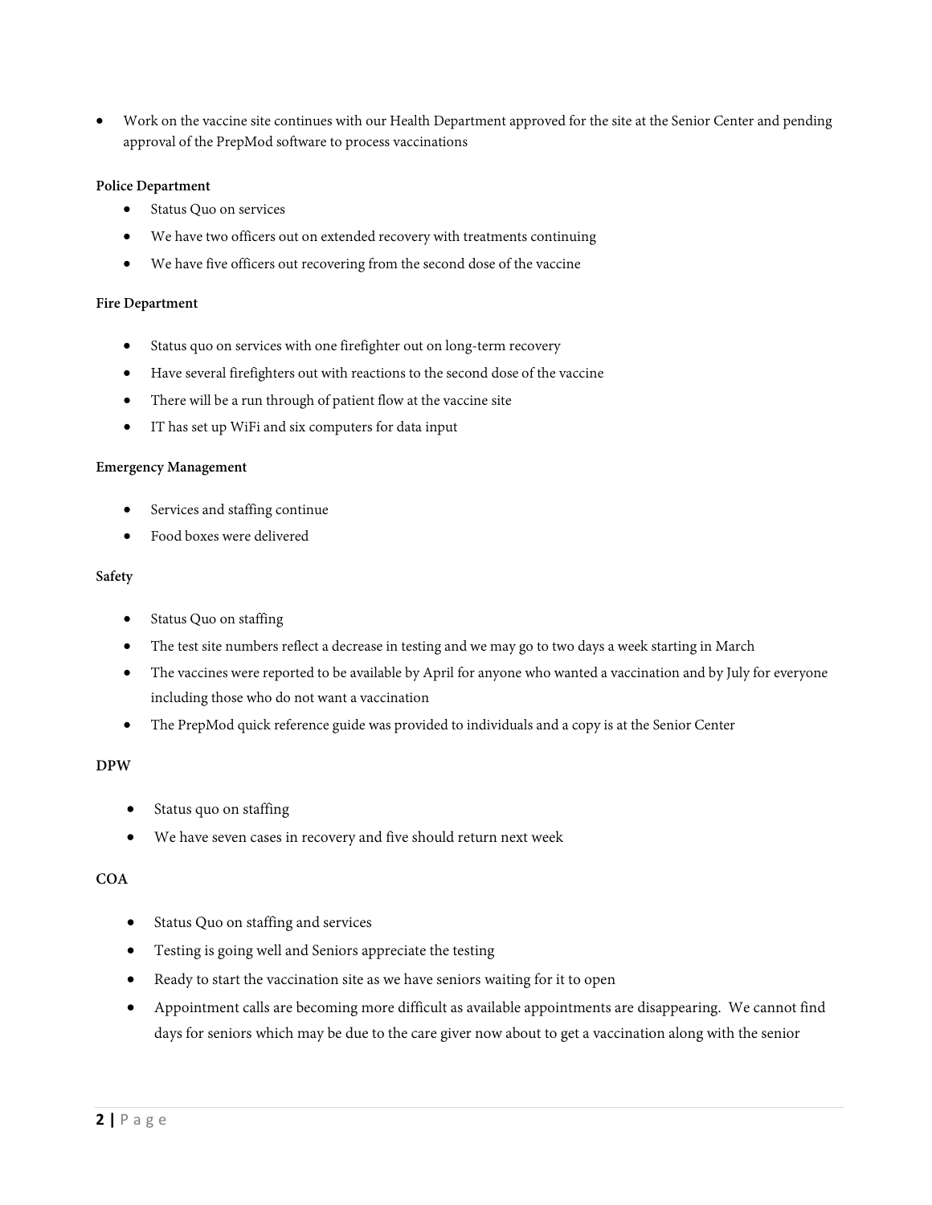- Work on the vaccine site continues with our Health Department approved for the site at the Senior Center and pending approval of the PrepMod software to process vaccinations

**Police Department**

- Status Quo on services
- We have two officers out on extended recovery with treatments continuing
- We have five officers out recovering from the second dose of the vaccine

**Fire Department**

- Status quo on services with one firefighter out on long-term recovery
- Have several firefighters out with reactions to the second dose of the vaccine
- There will be a run through of patient flow at the vaccine site
- IT has set up WiFi and six computers for data input

**Emergency Management**

- Services and staffing continue
- Food boxes were delivered

**Safety**

- Status Quo on staffing
- The test site numbers reflect a decrease in testing and we may go to two days a week starting in March
- The vaccines were reported to be available by April for anyone who wanted a vaccination and by July for everyone including those who do not want a vaccination
- The PrepMod quick reference guide was provided to individuals and a copy is at the Senior Center

**DPW**

- Status quo on staffing
- We have seven cases in recovery and five should return next week

**COA**

- Status Quo on staffing and services
- Testing is going well and Seniors appreciate the testing
- Ready to start the vaccination site as we have seniors waiting for it to open
- Appointment calls are becoming more difficult as available appointments are disappearing. We cannot find days for seniors which may be due to the care giver now about to get a vaccination along with the senior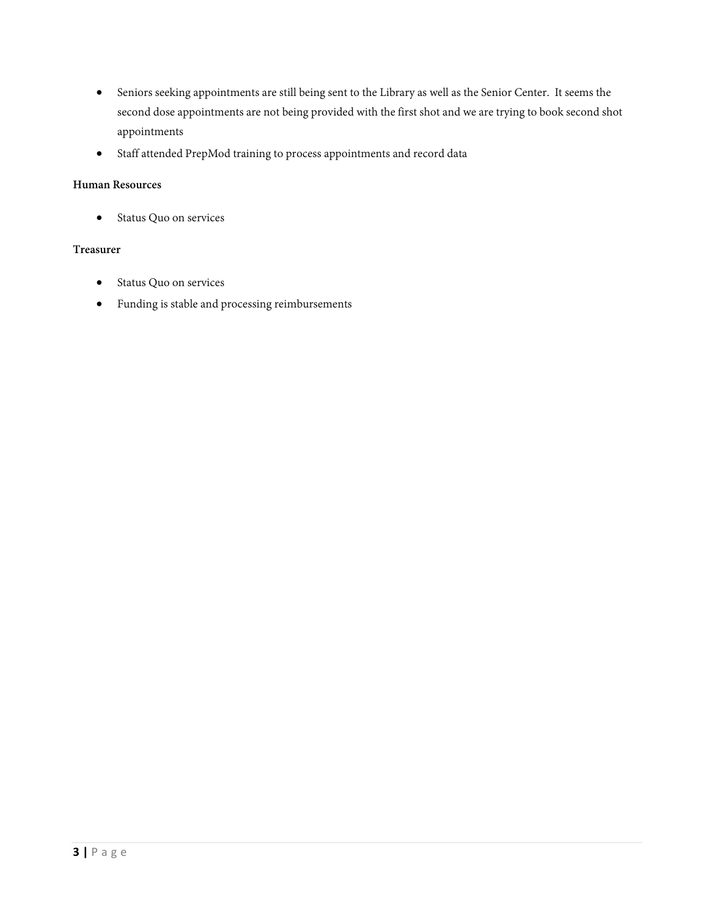- Seniors seeking appointments are still being sent to the Library as well as the Senior Center. It seems the second dose appointments are not being provided with the first shot and we are trying to book second shot appointments
- Staff attended PrepMod training to process appointments and record data

**Human Resources**

- Status Quo on services

**Treasurer**

- Status Quo on services
- Funding is stable and processing reimbursements